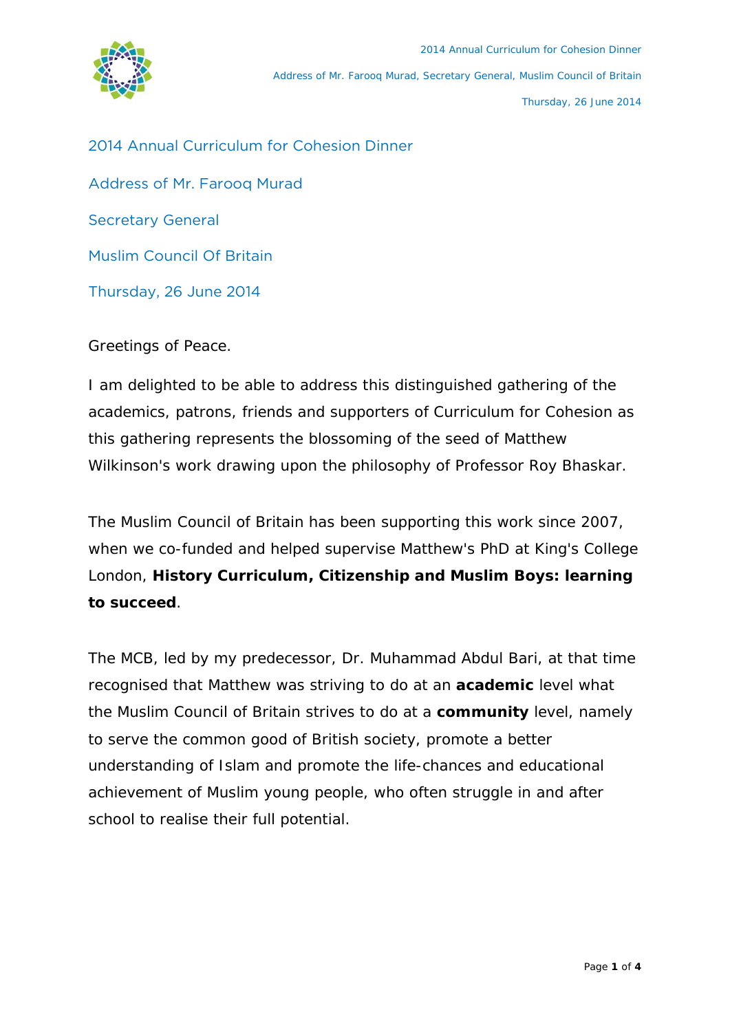# 2014 Annual Curriculum for Cohesion Dinner

## Address of Mr. Farooq Murad

## Secretary General

## Muslim Council Of Britain

## Thursday, 26 June 2014

Greetings of Peace.

I am delighted to be able to address this distinguished gathering of the academics, patrons, friends and supporters of Curriculum for Cohesion as this gathering represents the blossoming of the seed of Matthew Wilkinson's work drawing upon the philosophy of Professor Roy Bhaskar.

The Muslim Council of Britain has been supporting this work since 2007, when we co-funded and helped supervise Matthew's PhD at King's College London, **History Curriculum, Citizenship and Muslim Boys: learning to succeed**.

The MCB, led by my predecessor, Dr. Muhammad Abdul Bari, at that time recognised that Matthew was striving to do at an **academic** level what the Muslim Council of Britain strives to do at a **community** level, namely to serve the common good of British society, promote a better understanding of Islam and promote the life-chances and educational achievement of Muslim young people, who often struggle in and after school to realise their full potential.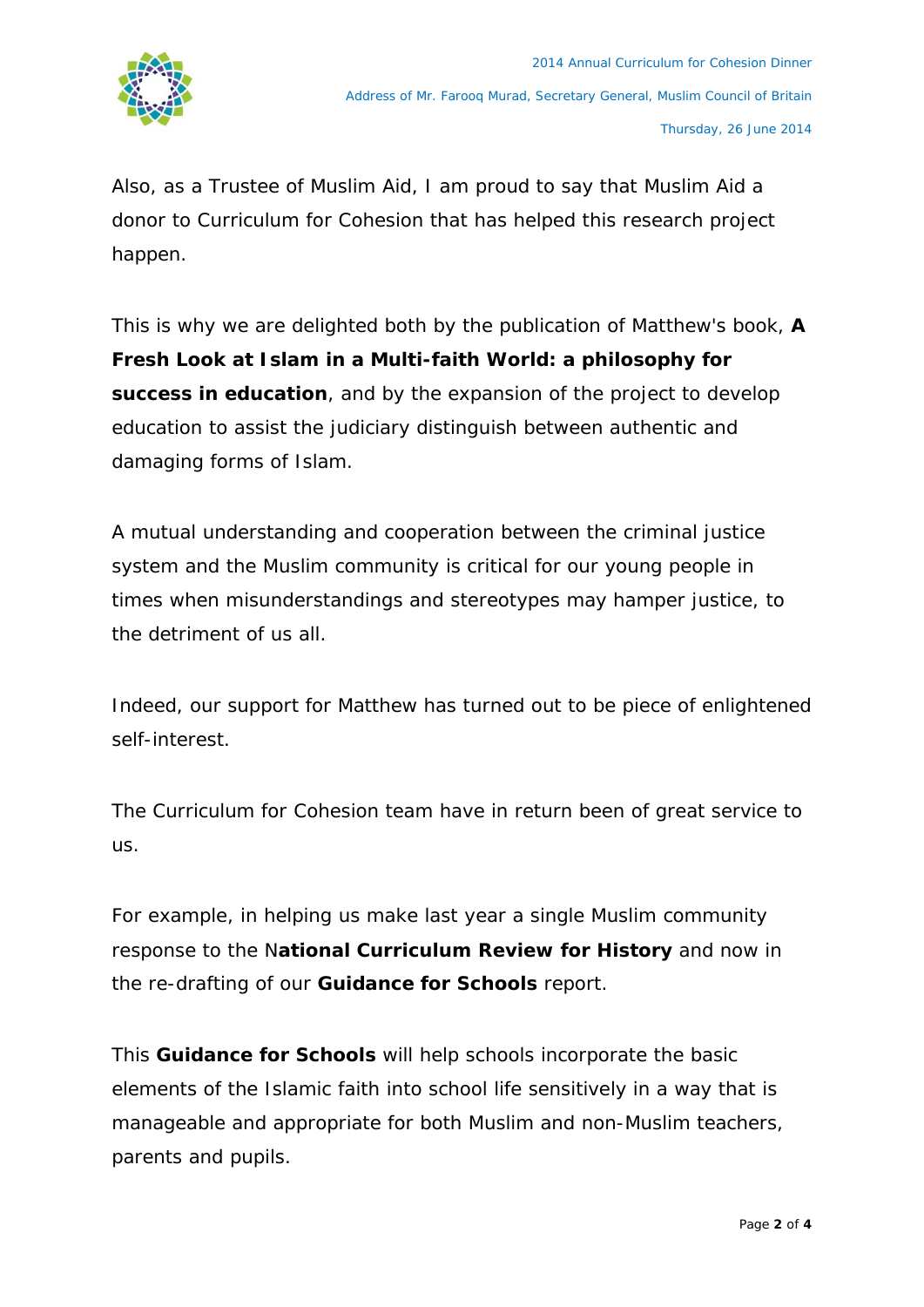Also, as a Trustee of Muslim Aid, I am proud to say that Muslim Aid a donor to Curriculum for Cohesion that has helped this research project happen.

This is why we are delighted both by the publication of Matthew's book, **A Fresh Look at Islam in a Multi-faith World: a philosophy for success in education**, and by the expansion of the project to develop education to assist the judiciary distinguish between authentic and damaging forms of Islam.

A mutual understanding and cooperation between the criminal justice system and the Muslim community is critical for our young people in times when misunderstandings and stereotypes may hamper justice, to the detriment of us all.

Indeed, our support for Matthew has turned out to be piece of enlightened self-interest.

The Curriculum for Cohesion team have in return been of great service to us.

For example, in helping us make last year a single Muslim community response to the N**ational Curriculum Review for History** and now in the re-drafting of our **Guidance for Schools** report.

This **Guidance for Schools** will help schools incorporate the basic elements of the Islamic faith into school life sensitively in a way that is manageable and appropriate for both Muslim and non-Muslim teachers, parents and pupils.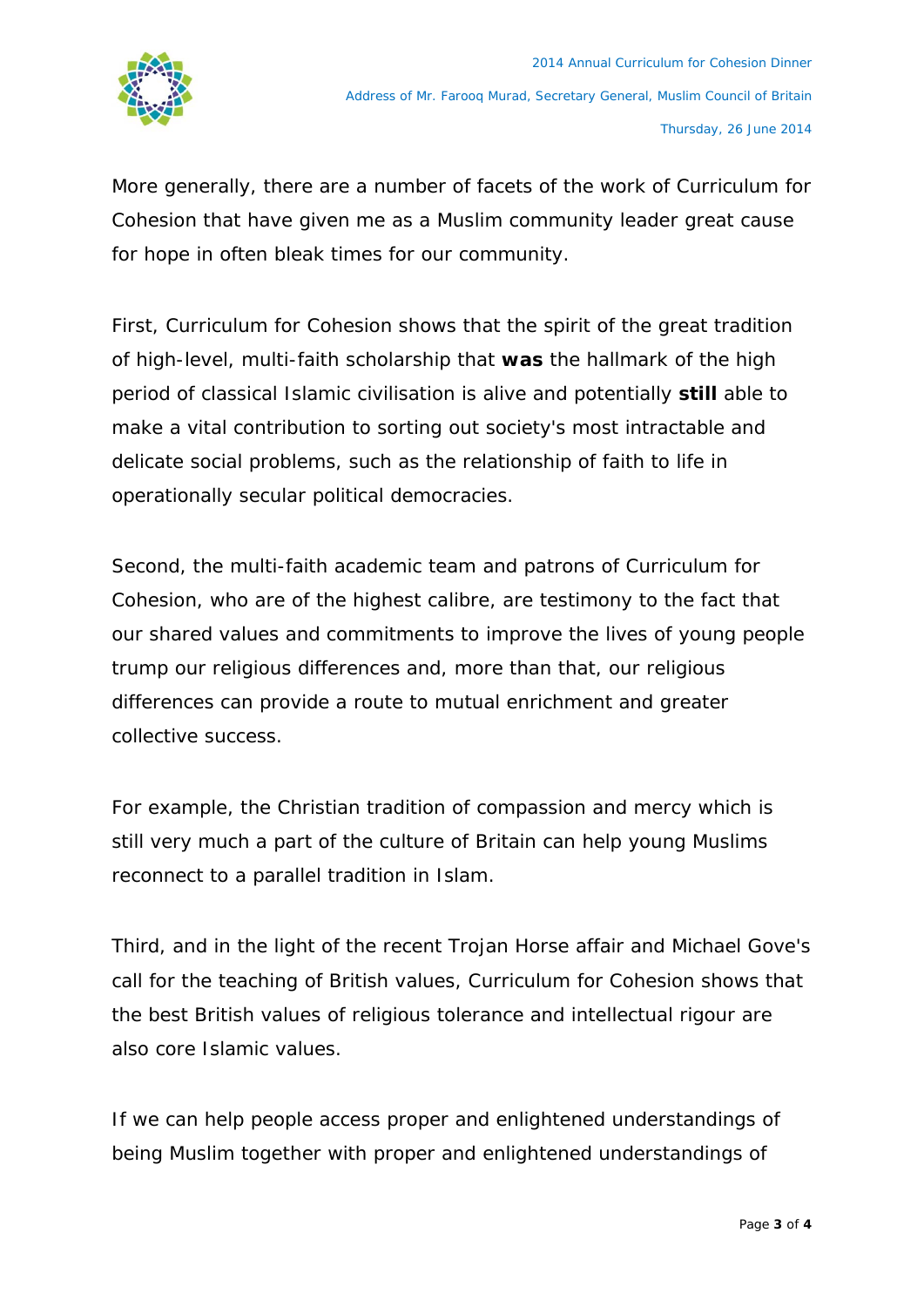More generally, there are a number of facets of the work of Curriculum for Cohesion that have given me as a Muslim community leader great cause for hope in often bleak times for our community.

First, Curriculum for Cohesion shows that the spirit of the great tradition of high-level, multi-faith scholarship that **was** the hallmark of the high period of classical Islamic civilisation is alive and potentially **still** able to make a vital contribution to sorting out society's most intractable and delicate social problems, such as the relationship of faith to life in operationally secular political democracies.

Second, the multi-faith academic team and patrons of Curriculum for Cohesion, who are of the highest calibre, are testimony to the fact that our shared values and commitments to improve the lives of young people trump our religious differences and, more than that, our religious differences can provide a route to mutual enrichment and greater collective success.

For example, the Christian tradition of compassion and mercy which is still very much a part of the culture of Britain can help young Muslims reconnect to a parallel tradition in Islam.

Third, and in the light of the recent Trojan Horse affair and Michael Gove's call for the teaching of British values, Curriculum for Cohesion shows that the best British values of religious tolerance and intellectual rigour are also core Islamic values.

If we can help people access proper and enlightened understandings of being Muslim together with proper and enlightened understandings of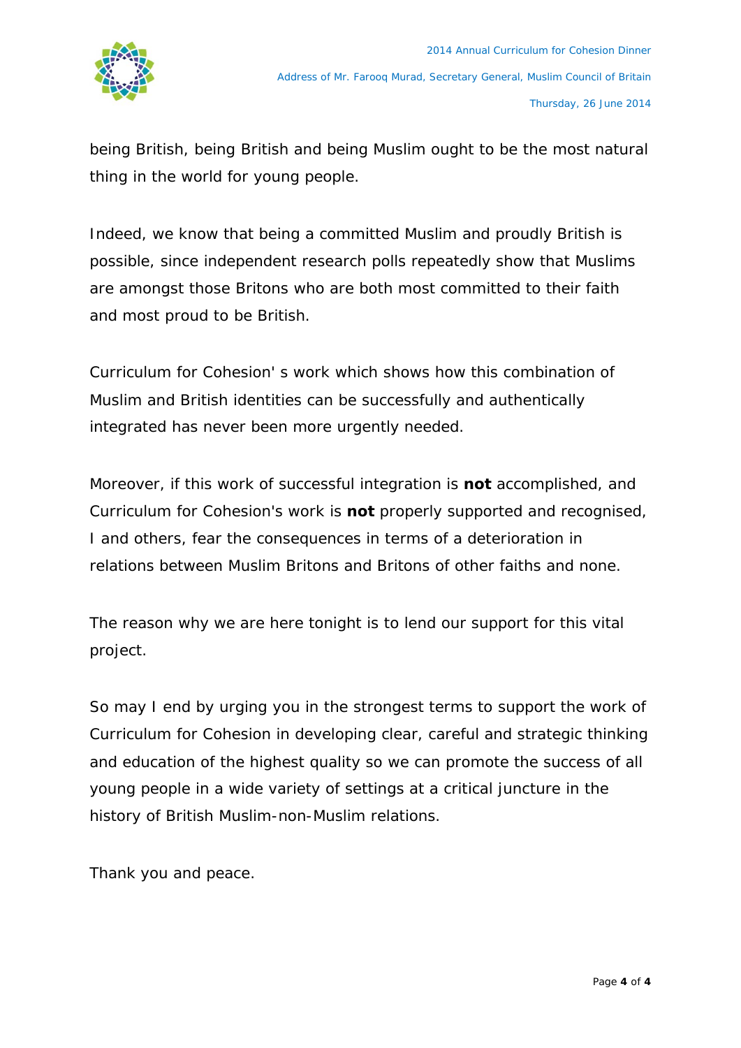being British, being British and being Muslim ought to be the most natural thing in the world for young people.

Indeed, we know that being a committed Muslim and proudly British is possible, since independent research polls repeatedly show that Muslims are amongst those Britons who are both most committed to their faith and most proud to be British.

Curriculum for Cohesion' s work which shows how this combination of Muslim and British identities can be successfully and authentically integrated has never been more urgently needed.

Moreover, if this work of successful integration is **not** accomplished, and Curriculum for Cohesion's work is **not** properly supported and recognised, I and others, fear the consequences in terms of a deterioration in relations between Muslim Britons and Britons of other faiths and none.

The reason why we are here tonight is to lend our support for this vital project.

So may I end by urging you in the strongest terms to support the work of Curriculum for Cohesion in developing clear, careful and strategic thinking and education of the highest quality so we can promote the success of all young people in a wide variety of settings at a critical juncture in the history of British Muslim-non-Muslim relations.

Thank you and peace.